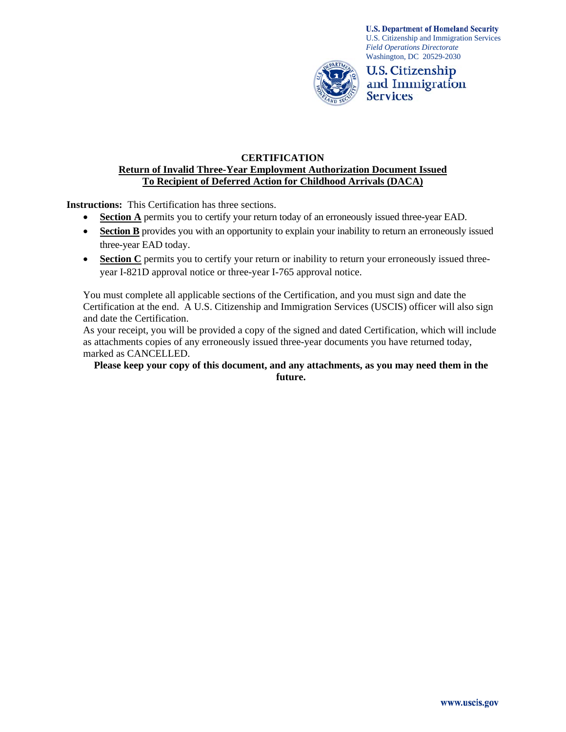U.S. Department of Homeland Security
U.S. Citizenship and Immigration Services
*Field Operations Directorate*
Washington, DC 20529-2030

U.S. Citizenship and Immigration Services

# CERTIFICATION

## Return of Invalid Three-Year Employment Authorization Document Issued To Recipient of Deferred Action for Childhood Arrivals (DACA)

**Instructions:** This Certification has three sections.

- **Section A** permits you to certify your return today of an erroneously issued three-year EAD.
- **Section B** provides you with an opportunity to explain your inability to return an erroneously issued three-year EAD today.
- **Section C** permits you to certify your return or inability to return your erroneously issued three-year I-821D approval notice or three-year I-765 approval notice.

You must complete all applicable sections of the Certification, and you must sign and date the Certification at the end. A U.S. Citizenship and Immigration Services (USCIS) officer will also sign and date the Certification.

As your receipt, you will be provided a copy of the signed and dated Certification, which will include as attachments copies of any erroneously issued three-year documents you have returned today, marked as CANCELLED.

**Please keep your copy of this document, and any attachments, as you may need them in the future.**

www.uscis.gov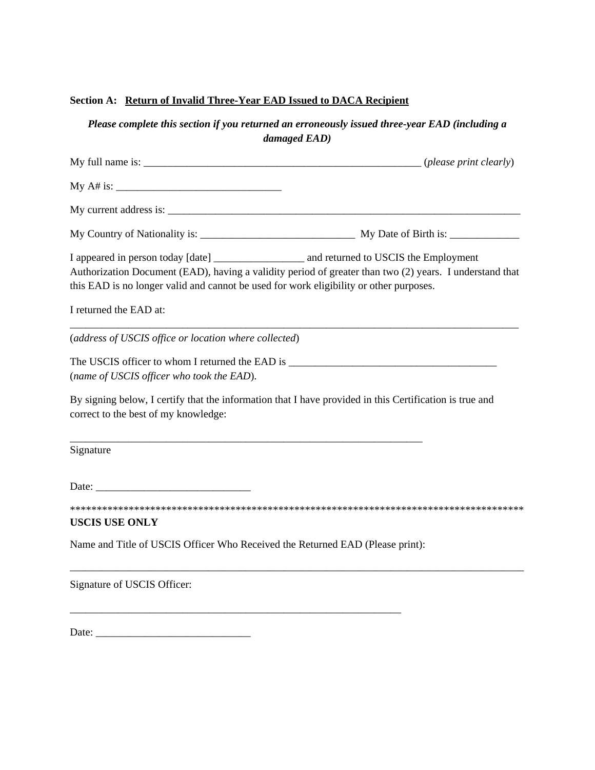**Section A: Return of Invalid Three-Year EAD Issued to DACA Recipient**

***Please complete this section if you returned an erroneously issued three-year EAD (including a damaged EAD)***

My full name is: ______________________________________________________ (*please print clearly*)

My A# is: ________________________________

My Country of Nationality is: ______________________________ My Date of Birth is: _____________

My current address is: _______________________________________________________________________

I appeared in person today [date] _________________ and returned to USCIS the Employment Authorization Document (EAD), having a validity period of greater than two (2) years. I understand that this EAD is no longer valid and cannot be used for work eligibility or other purposes.

I returned the EAD at:

_________________________________________________________________________________________

(*address of USCIS office or location where collected*)

The USCIS officer to whom I returned the EAD is ________________________________________ (*name of USCIS officer who took the EAD*).

By signing below, I certify that the information that I have provided in this Certification is true and correct to the best of my knowledge:

_____________________________________________________________________

Signature

Date: ______________________________

******************************************************************************************

**USCIS USE ONLY**

Name and Title of USCIS Officer Who Received the Returned EAD (Please print):

_________________________________________________________________________________________

Signature of USCIS Officer:

_________________________________________________________________

Date: ______________________________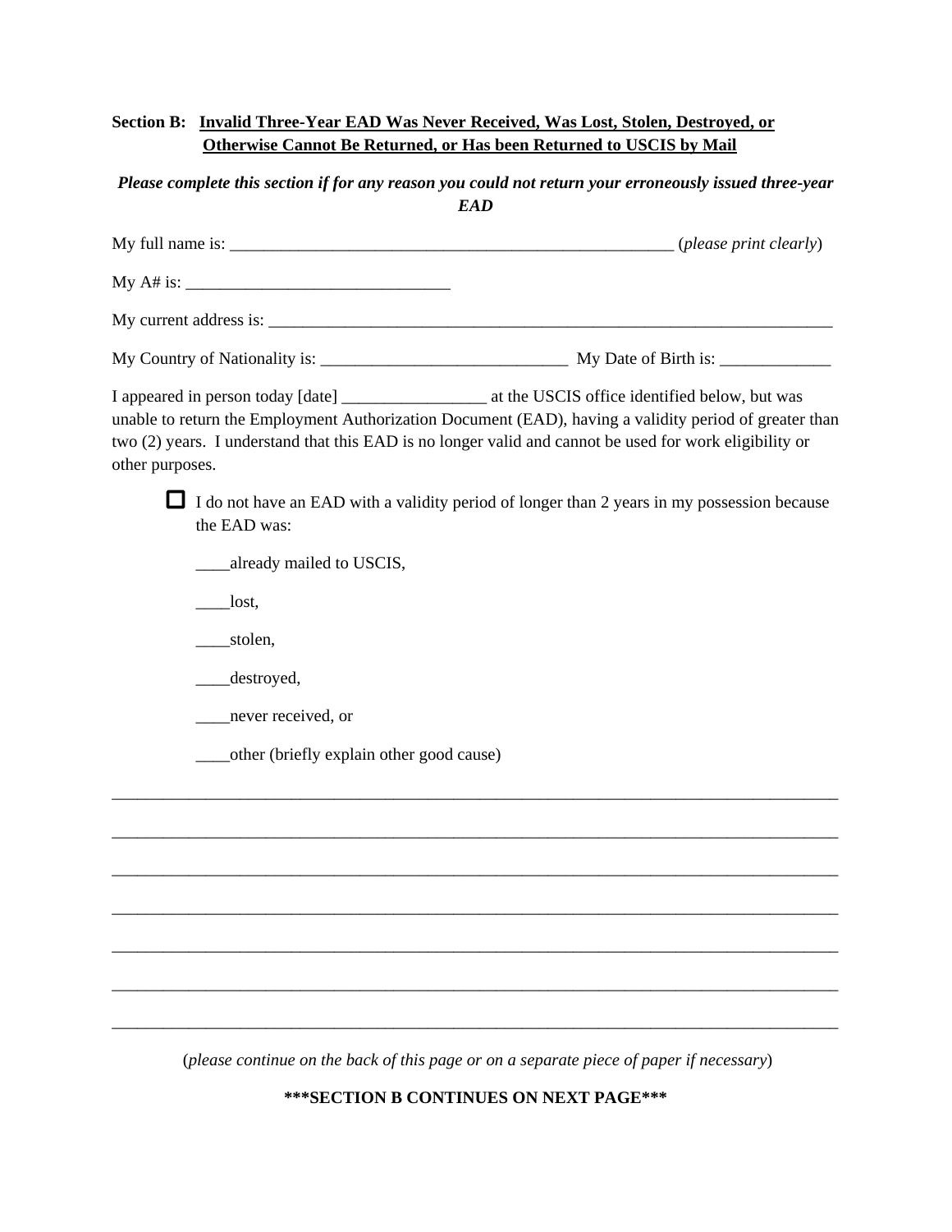**Section B:** **Invalid Three-Year EAD Was Never Received, Was Lost, Stolen, Destroyed, or Otherwise Cannot Be Returned, or Has been Returned to USCIS by Mail**

***Please complete this section if for any reason you could not return your erroneously issued three-year EAD***

My full name is: _____________________________________________________ (*please print clearly*)

My A# is: _______________________________

My current address is: ______________________________________________________________________

My Country of Nationality is: _____________________________ My Date of Birth is: _____________

I appeared in person today [date] _________________ at the USCIS office identified below, but was unable to return the Employment Authorization Document (EAD), having a validity period of greater than two (2) years. I understand that this EAD is no longer valid and cannot be used for work eligibility or other purposes.

☐ I do not have an EAD with a validity period of longer than 2 years in my possession because the EAD was:

____already mailed to USCIS,

____lost,

____stolen,

____destroyed,

____never received, or

____other (briefly explain other good cause)

______________________________________________________________________________________

______________________________________________________________________________________

______________________________________________________________________________________

______________________________________________________________________________________

______________________________________________________________________________________

______________________________________________________________________________________

______________________________________________________________________________________

(*please continue on the back of this page or on a separate piece of paper if necessary*)

**\*\*\*SECTION B CONTINUES ON NEXT PAGE\*\*\***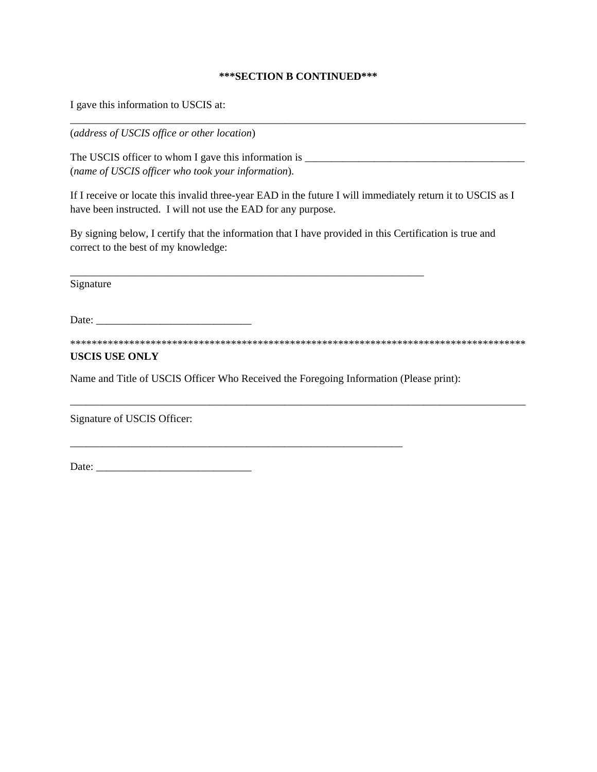**\*\*\*SECTION B CONTINUED\*\*\***

I gave this information to USCIS at:

_______________________________________________________________________________________

(*address of USCIS office or other location*)

The USCIS officer to whom I gave this information is __________________________________________ (*name of USCIS officer who took your information*).

If I receive or locate this invalid three-year EAD in the future I will immediately return it to USCIS as I have been instructed. I will not use the EAD for any purpose.

By signing below, I certify that the information that I have provided in this Certification is true and correct to the best of my knowledge:

_____________________________________________________________________

Signature

Date: ______________________________

\*\*\*\*\*\*\*\*\*\*\*\*\*\*\*\*\*\*\*\*\*\*\*\*\*\*\*\*\*\*\*\*\*\*\*\*\*\*\*\*\*\*\*\*\*\*\*\*\*\*\*\*\*\*\*\*\*\*\*\*\*\*\*\*\*\*\*\*\*\*\*\*\*\*\*\*\*\*\*\*\*\*\*\*\*

**USCIS USE ONLY**

Name and Title of USCIS Officer Who Received the Foregoing Information (Please print):

_______________________________________________________________________________________

Signature of USCIS Officer:

_________________________________________________________________

Date: ______________________________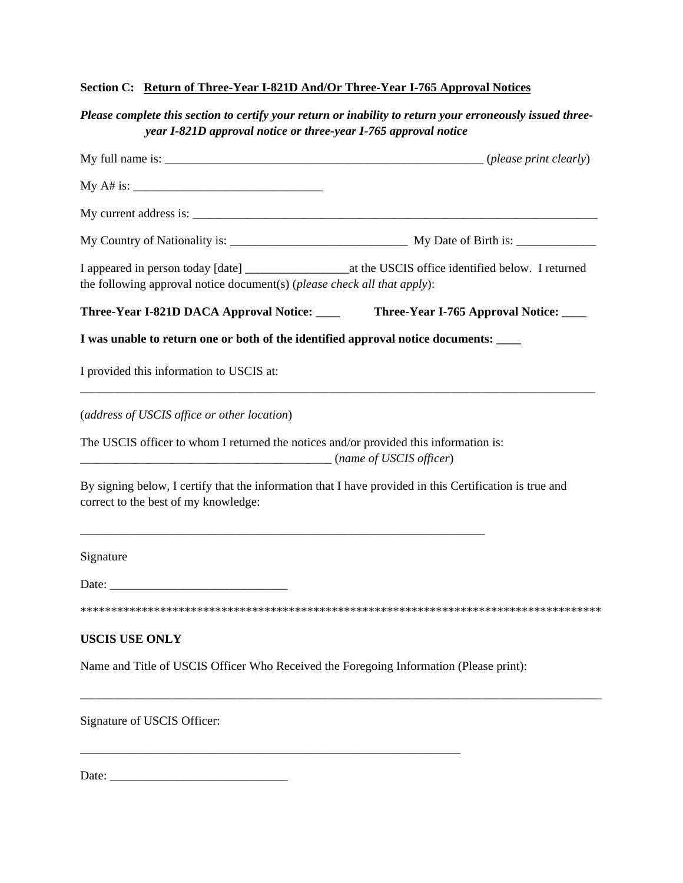**Section C: Return of Three-Year I-821D And/Or Three-Year I-765 Approval Notices**

***Please complete this section to certify your return or inability to return your erroneously issued three-year I-821D approval notice or three-year I-765 approval notice***

My full name is: _____________________________________________________ (*please print clearly*)

My A# is: _______________________________

My current address is: ____________________________________________________________________

My Country of Nationality is: _____________________________ My Date of Birth is: _____________

I appeared in person today [date] _________________at the USCIS office identified below. I returned the following approval notice document(s) (*please check all that apply*):

**Three-Year I-821D DACA Approval Notice: ____** **Three-Year I-765 Approval Notice: ____**

**I was unable to return one or both of the identified approval notice documents: ____**

I provided this information to USCIS at:

_______________________________________________________________________________________

(*address of USCIS office or other location*)

The USCIS officer to whom I returned the notices and/or provided this information is:
__________________________________________ (*name of USCIS officer*)

By signing below, I certify that the information that I have provided in this Certification is true and correct to the best of my knowledge:

____________________________________________________________________

Signature

Date: _____________________________

*****************************************************************************************

**USCIS USE ONLY**

Name and Title of USCIS Officer Who Received the Foregoing Information (Please print):

_______________________________________________________________________________________

Signature of USCIS Officer:

________________________________________________________________

Date: _____________________________